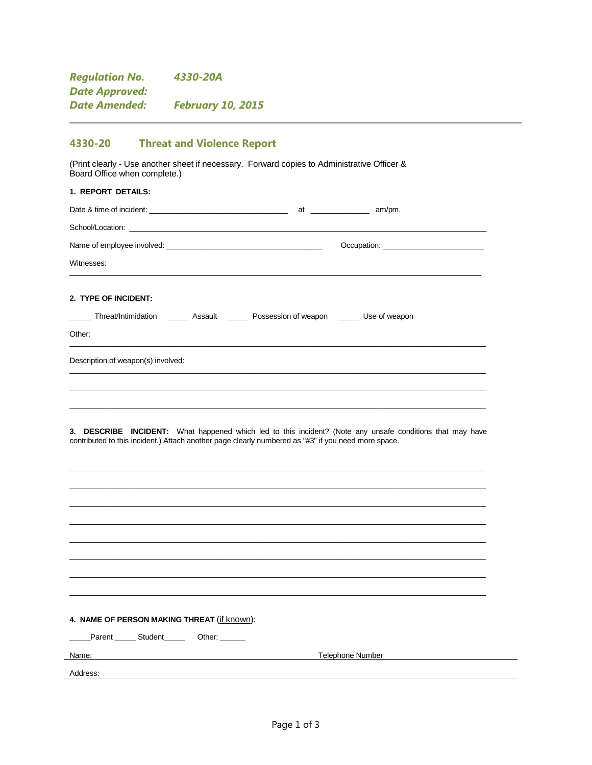*Regulation No.* *4330-20A*
*Date Approved:*
*Date Amended:* *February 10, 2015*

## 4330-20 Threat and Violence Report

(Print clearly - Use another sheet if necessary. Forward copies to Administrative Officer & Board Office when complete.)

**1. REPORT DETAILS:**

Date & time of incident: ______________________________ at _____________ am/pm.

School/Location: ______________________________________________________________________

Name of employee involved: _________________________________ Occupation: ______________________

Witnesses:

_____________________________________________________________________________________

**2. TYPE OF INCIDENT:**

_____ Threat/Intimidation _____ Assault _____ Possession of weapon _____ Use of weapon

Other:

_____________________________________________________________________________________

Description of weapon(s) involved:

_____________________________________________________________________________________

_____________________________________________________________________________________

_____________________________________________________________________________________

**3. DESCRIBE INCIDENT:** What happened which led to this incident? (Note any unsafe conditions that may have contributed to this incident.) Attach another page clearly numbered as "#3" if you need more space.

_____________________________________________________________________________________

_____________________________________________________________________________________

_____________________________________________________________________________________

_____________________________________________________________________________________

_____________________________________________________________________________________

_____________________________________________________________________________________

_____________________________________________________________________________________

_____________________________________________________________________________________

**4. NAME OF PERSON MAKING THREAT** (if known):

_____Parent _____ Student_____ Other: ______

Name: ____________________________________________ Telephone Number ____________________

Address: _____________________________________________________________________________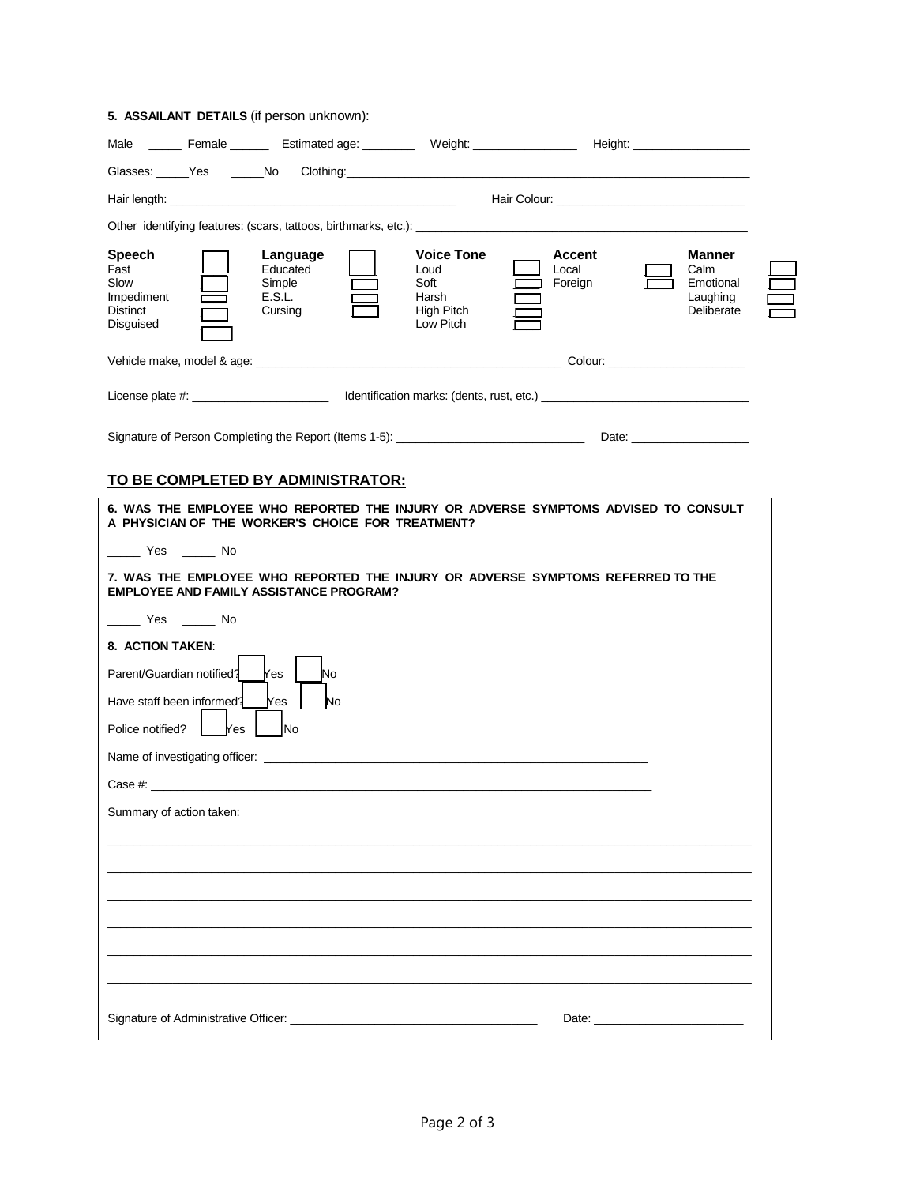**5. ASSAILANT DETAILS** (if person unknown):

Male _____ Female ______ Estimated age: ________ Weight: ________________ Height: __________________

Glasses: _____Yes _____No Clothing:_______________________________________________________________

Hair length: ____________________________________________ Hair Colour: _____________________________

Other identifying features: (scars, tattoos, birthmarks, etc.): _____________________________________________

| **Speech** | | **Language** | | **Voice Tone** | | **Accent** | | **Manner** | |
|---|---|---|---|---|---|---|---|---|---|
| Fast | ☐ | Educated | ☐ | Loud | ☐ | Local | ☐ | Calm | ☐ |
| Slow | ☐ | Simple | ☐ | Soft | ☐ | Foreign | ☐ | Emotional | ☐ |
| Impediment | ☐ | E.S.L. | ☐ | Harsh | ☐ | | | Laughing | ☐ |
| Distinct | ☐ | Cursing | ☐ | High Pitch | ☐ | | | Deliberate | ☐ |
| Disguised | ☐ | | | Low Pitch | ☐ | | | | |

Vehicle make, model & age: _______________________________________________ Colour: _____________________

License plate #: _____________________ Identification marks: (dents, rust, etc.) ________________________________

Signature of Person Completing the Report (Items 1-5): _____________________________ Date: __________________

## TO BE COMPLETED BY ADMINISTRATOR:

**6. WAS THE EMPLOYEE WHO REPORTED THE INJURY OR ADVERSE SYMPTOMS ADVISED TO CONSULT A PHYSICIAN OF THE WORKER'S CHOICE FOR TREATMENT?**

_____ Yes _____ No

**7. WAS THE EMPLOYEE WHO REPORTED THE INJURY OR ADVERSE SYMPTOMS REFERRED TO THE EMPLOYEE AND FAMILY ASSISTANCE PROGRAM?**

_____ Yes _____ No

**8. ACTION TAKEN**:

Parent/Guardian notified? ☐ Yes ☐ No

Have staff been informed? ☐ Yes ☐ No

Police notified? ☐ Yes ☐ No

Name of investigating officer: ___________________________________________________________

Case #: ___________________________________________________________________________

Summary of action taken:

_____________________________________________________________________________________

_____________________________________________________________________________________

_____________________________________________________________________________________

_____________________________________________________________________________________

_____________________________________________________________________________________

_____________________________________________________________________________________

Signature of Administrative Officer: _____________________________________ Date: ______________________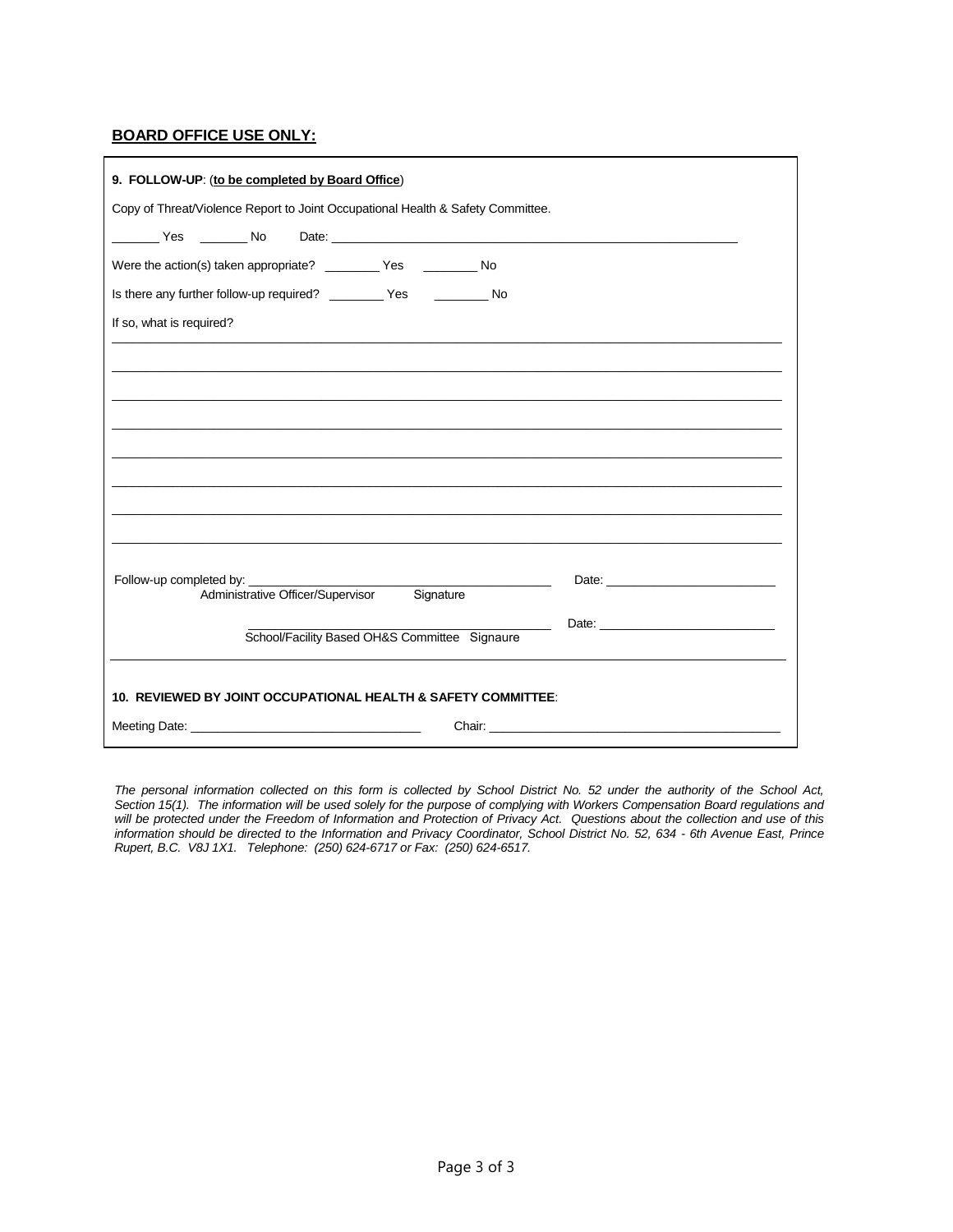## BOARD OFFICE USE ONLY:

**9. FOLLOW-UP**: (**to be completed by Board Office**)

Copy of Threat/Violence Report to Joint Occupational Health & Safety Committee.

_______ Yes _______ No Date: ____________________________________________

Were the action(s) taken appropriate? ________ Yes ________ No

Is there any further follow-up required? ________ Yes ________ No

If so, what is required?

______________________________________________________________________

______________________________________________________________________

______________________________________________________________________

______________________________________________________________________

______________________________________________________________________

______________________________________________________________________

______________________________________________________________________

______________________________________________________________________

Follow-up completed by: ____________________________________ Date: ____________________
Administrative Officer/Supervisor Signature

____________________________________ Date: ____________________
School/Facility Based OH&S Committee Signaure

**10. REVIEWED BY JOINT OCCUPATIONAL HEALTH & SAFETY COMMITTEE**:

Meeting Date: ____________________________ Chair: ____________________________________

*The personal information collected on this form is collected by School District No. 52 under the authority of the School Act, Section 15(1). The information will be used solely for the purpose of complying with Workers Compensation Board regulations and will be protected under the Freedom of Information and Protection of Privacy Act. Questions about the collection and use of this information should be directed to the Information and Privacy Coordinator, School District No. 52, 634 - 6th Avenue East, Prince Rupert, B.C. V8J 1X1. Telephone: (250) 624-6717 or Fax: (250) 624-6517.*